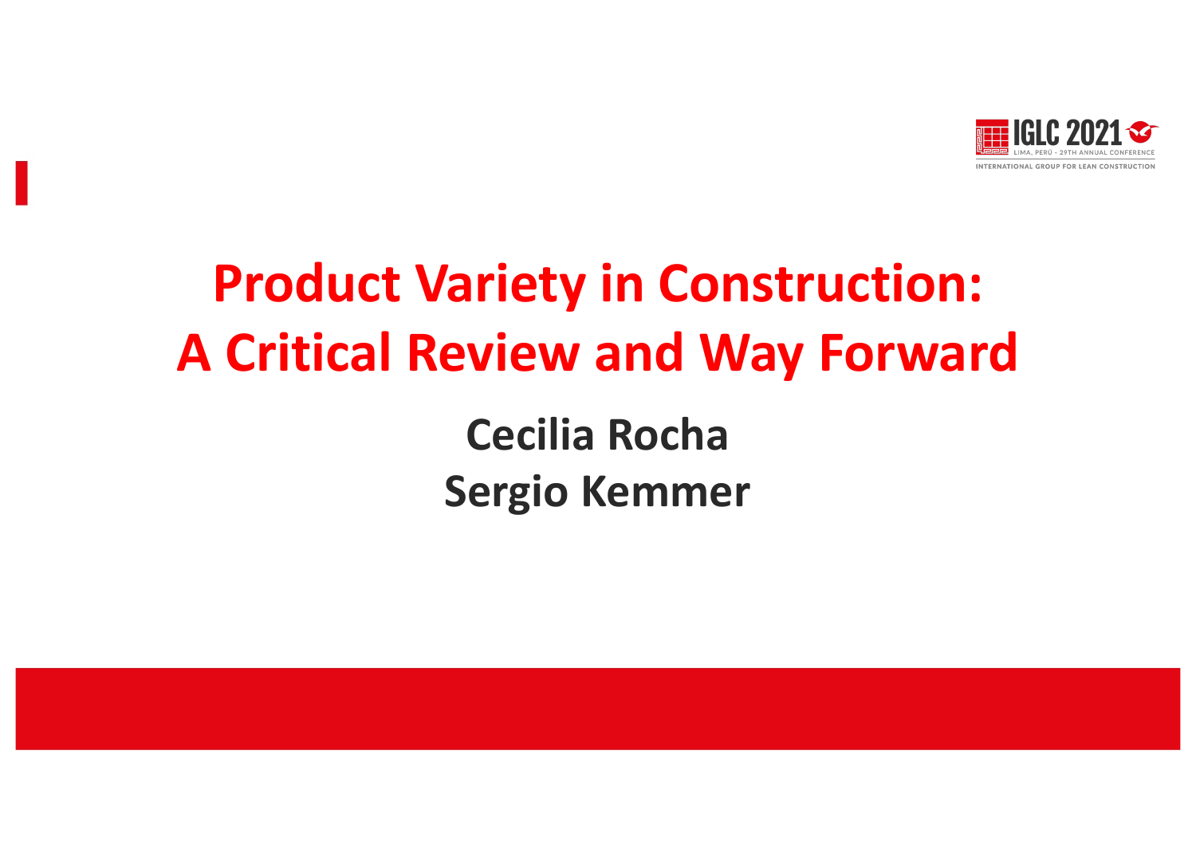# Product Variety in Construction: A Critical Review and Way Forward

**Cecilia Rocha**

**Sergio Kemmer**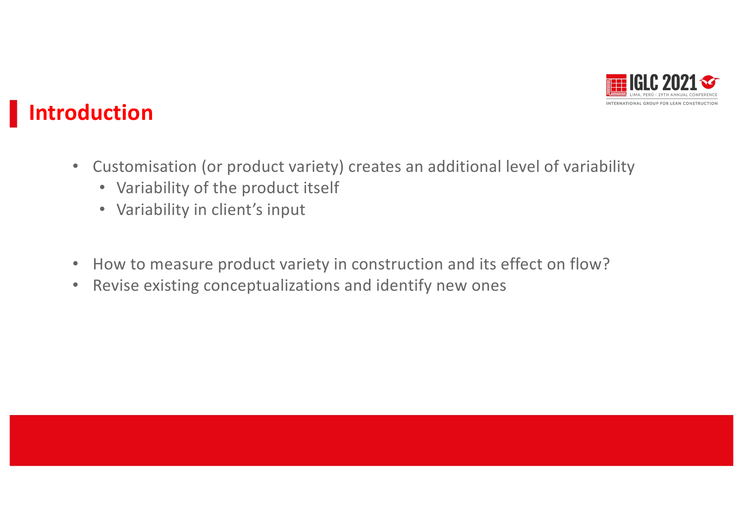## Introduction

- Customisation (or product variety) creates an additional level of variability
  - Variability of the product itself
  - Variability in client's input
- How to measure product variety in construction and its effect on flow?
- Revise existing conceptualizations and identify new ones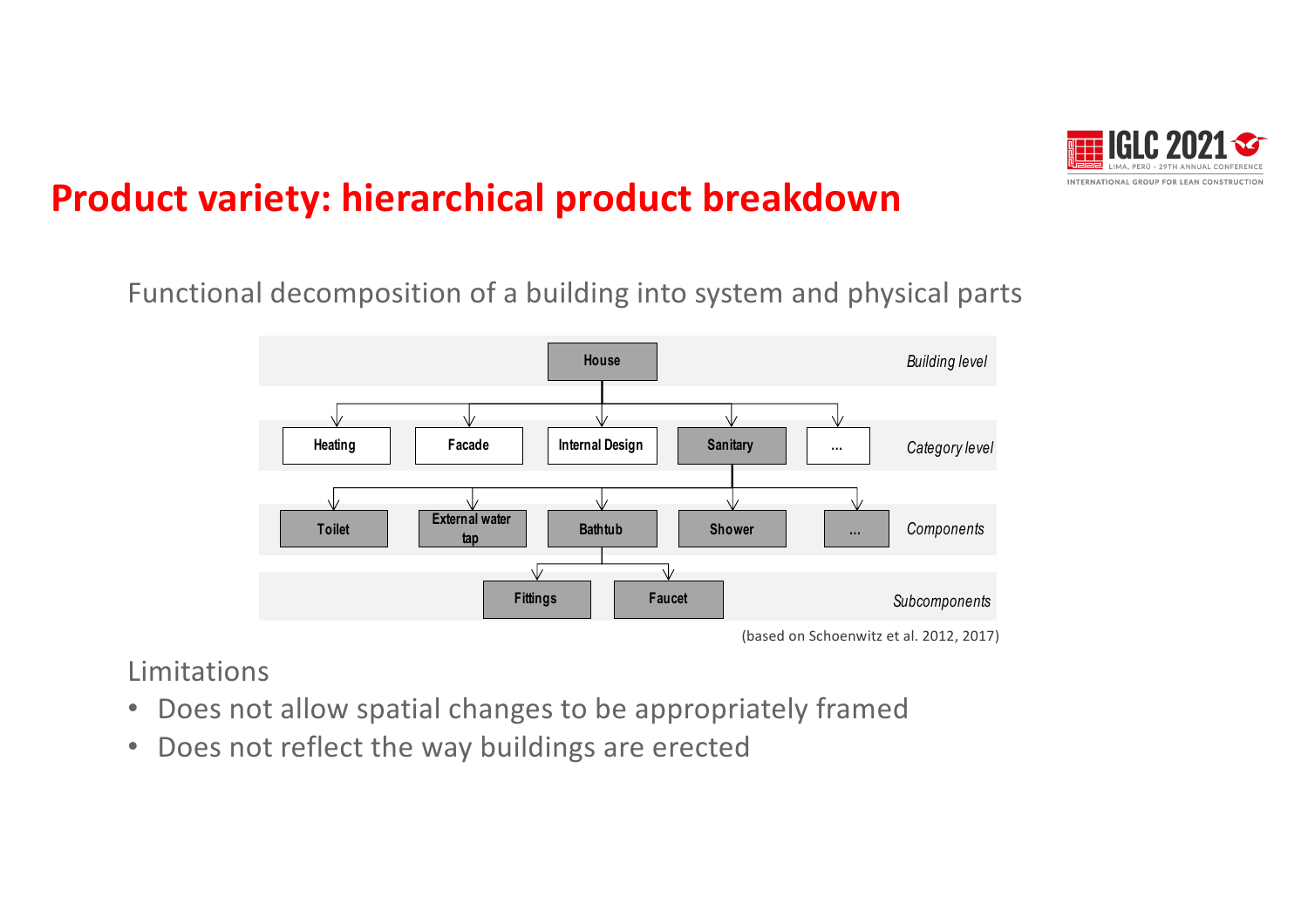# Product variety: hierarchical product breakdown

Functional decomposition of a building into system and physical parts

| Level | Elements |
| --- | --- |
| *Building level* | House |
| *Category level* | Heating, Facade, Internal Design, Sanitary, ... |
| *Components* | Toilet, External water tap, Bathtub, Shower, ... |
| *Subcomponents* | Fittings, Faucet |

(based on Schoenwitz et al. 2012, 2017)

Limitations

- Does not allow spatial changes to be appropriately framed
- Does not reflect the way buildings are erected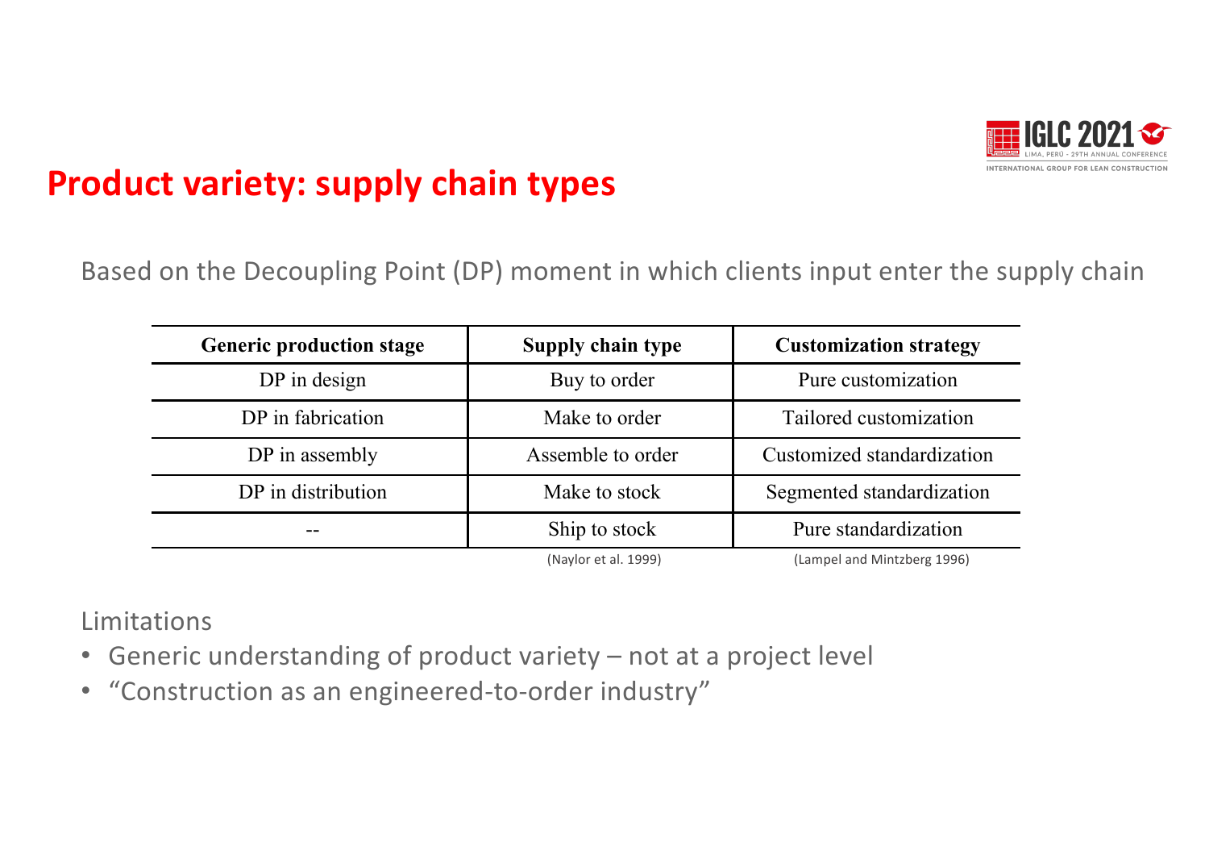# Product variety: supply chain types

Based on the Decoupling Point (DP) moment in which clients input enter the supply chain

| Generic production stage | Supply chain type | Customization strategy |
|---|---|---|
| DP in design | Buy to order | Pure customization |
| DP in fabrication | Make to order | Tailored customization |
| DP in assembly | Assemble to order | Customized standardization |
| DP in distribution | Make to stock | Segmented standardization |
| -- | Ship to stock | Pure standardization |
| | (Naylor et al. 1999) | (Lampel and Mintzberg 1996) |

Limitations

- Generic understanding of product variety – not at a project level
- "Construction as an engineered-to-order industry"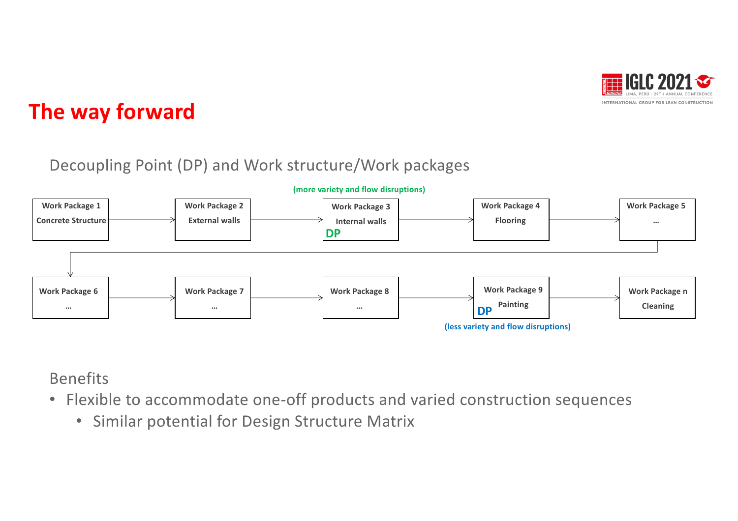# The way forward

Decoupling Point (DP) and Work structure/Work packages

(more variety and flow disruptions)

Work Package 1 Concrete Structure → Work Package 2 External walls → Work Package 3 Internal walls **DP** → Work Package 4 Flooring → Work Package 5 …

→ Work Package 6 … → Work Package 7 … → Work Package 8 … → Work Package 9 Painting **DP** → Work Package n Cleaning

(less variety and flow disruptions)

Benefits

- Flexible to accommodate one-off products and varied construction sequences
  - Similar potential for Design Structure Matrix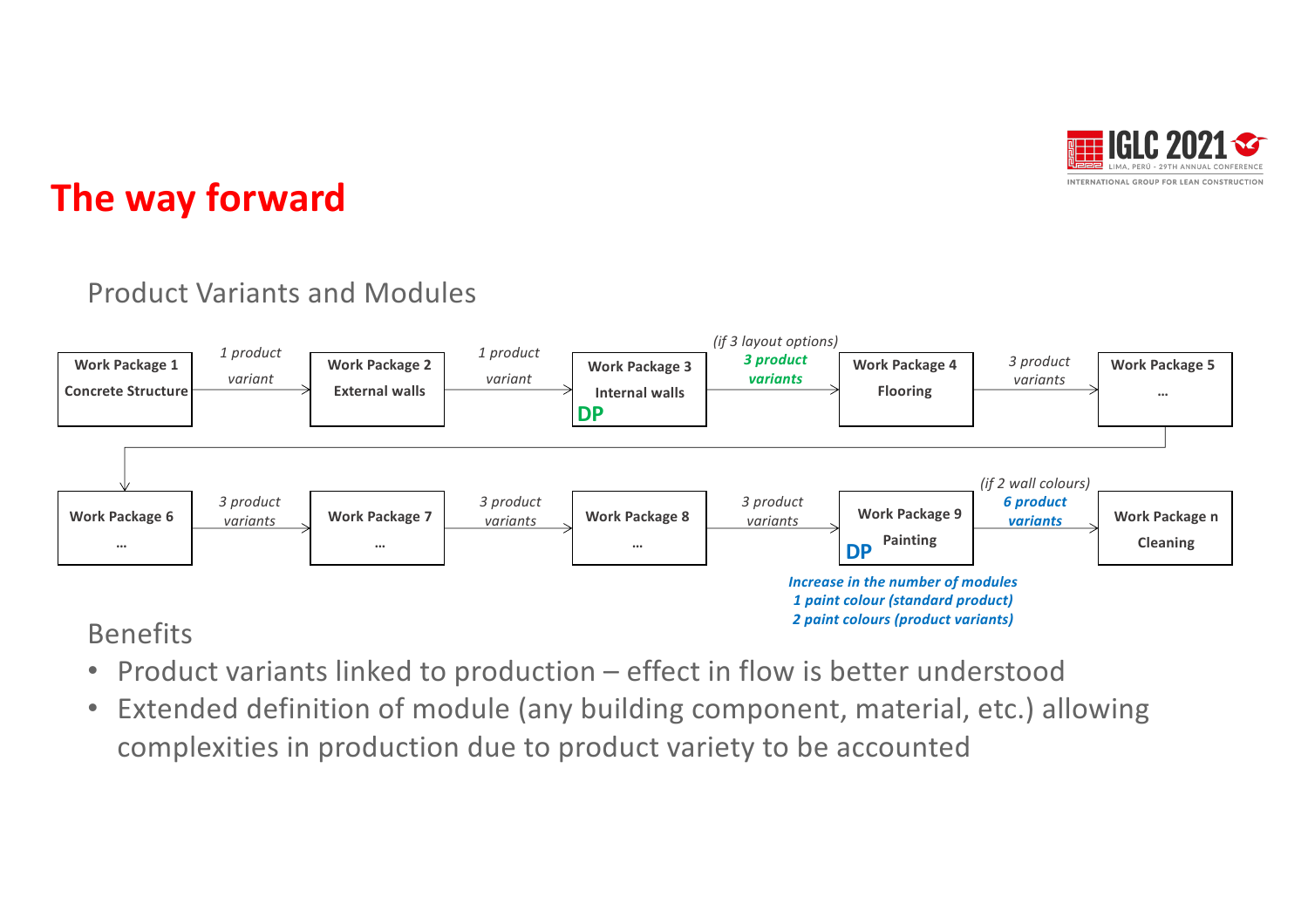# The way forward

## Product Variants and Modules

| Work Package 1 Concrete Structure | → *1 product variant* → | Work Package 2 External walls | → *1 product variant* → | Work Package 3 Internal walls **DP** | → *(if 3 layout options)* ***3 product variants*** → | Work Package 4 Flooring | → *3 product variants* → | Work Package 5 … |
|---|---|---|---|---|---|---|---|---|
| Work Package 6 … | → *3 product variants* → | Work Package 7 … | → *3 product variants* → | Work Package 8 … | → *3 product variants* → | Work Package 9 Painting **DP** | → *(if 2 wall colours)* ***6 product variants*** → | Work Package n Cleaning |

***Increase in the number of modules***
***1 paint colour (standard product)***
***2 paint colours (product variants)***

## Benefits

- Product variants linked to production – effect in flow is better understood
- Extended definition of module (any building component, material, etc.) allowing complexities in production due to product variety to be accounted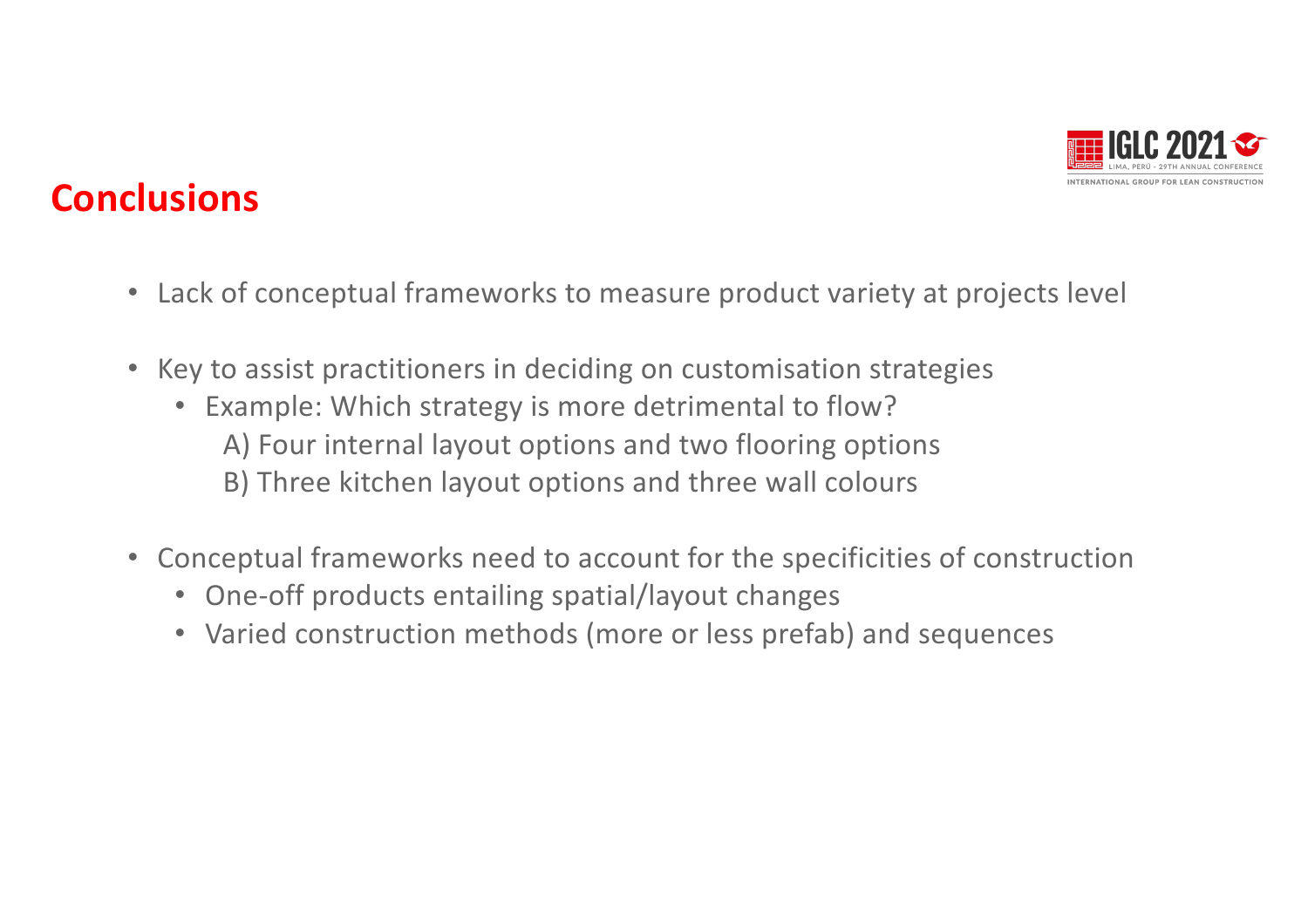## Conclusions

- Lack of conceptual frameworks to measure product variety at projects level
- Key to assist practitioners in deciding on customisation strategies
  - Example: Which strategy is more detrimental to flow?
    
    A) Four internal layout options and two flooring options
    
    B) Three kitchen layout options and three wall colours
- Conceptual frameworks need to account for the specificities of construction
  - One-off products entailing spatial/layout changes
  - Varied construction methods (more or less prefab) and sequences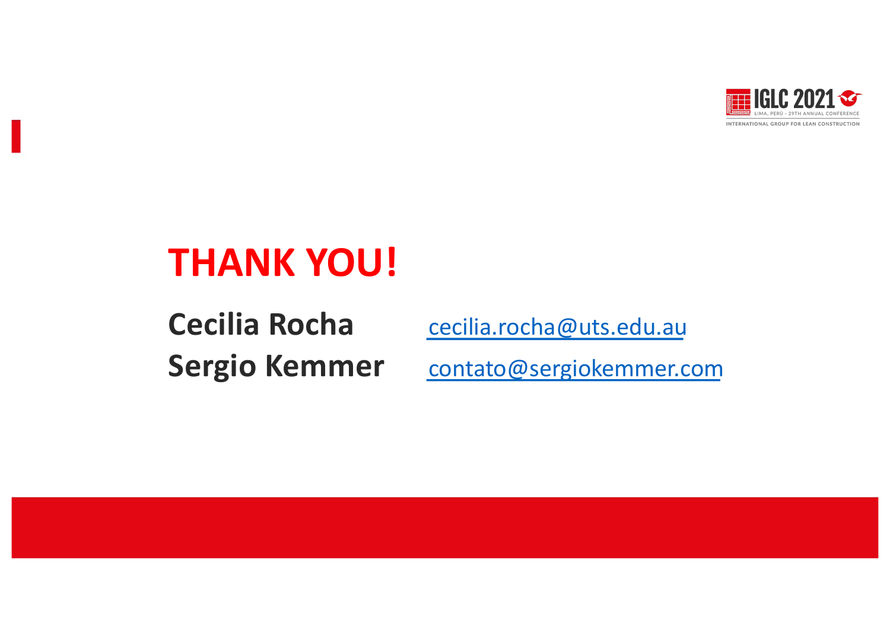# THANK YOU!

**Cecilia Rocha** cecilia.rocha@uts.edu.au

**Sergio Kemmer** contato@sergiokemmer.com